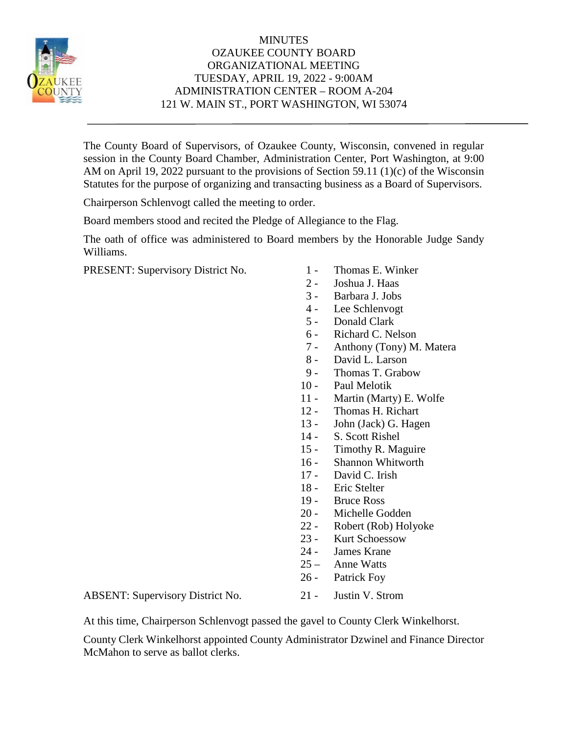# MINUTES
## OZAUKEE COUNTY BOARD
## ORGANIZATIONAL MEETING
## TUESDAY, APRIL 19, 2022 - 9:00AM
## ADMINISTRATION CENTER – ROOM A-204
## 121 W. MAIN ST., PORT WASHINGTON, WI 53074

---

The County Board of Supervisors, of Ozaukee County, Wisconsin, convened in regular session in the County Board Chamber, Administration Center, Port Washington, at 9:00 AM on April 19, 2022 pursuant to the provisions of Section 59.11 (1)(c) of the Wisconsin Statutes for the purpose of organizing and transacting business as a Board of Supervisors.

Chairperson Schlenvogt called the meeting to order.

Board members stood and recited the Pledge of Allegiance to the Flag.

The oath of office was administered to Board members by the Honorable Judge Sandy Williams.

PRESENT: Supervisory District No.

1 - Thomas E. Winker
2 - Joshua J. Haas
3 - Barbara J. Jobs
4 - Lee Schlenvogt
5 - Donald Clark
6 - Richard C. Nelson
7 - Anthony (Tony) M. Matera
8 - David L. Larson
9 - Thomas T. Grabow
10 - Paul Melotik
11 - Martin (Marty) E. Wolfe
12 - Thomas H. Richart
13 - John (Jack) G. Hagen
14 - S. Scott Rishel
15 - Timothy R. Maguire
16 - Shannon Whitworth
17 - David C. Irish
18 - Eric Stelter
19 - Bruce Ross
20 - Michelle Godden
22 - Robert (Rob) Holyoke
23 - Kurt Schoessow
24 - James Krane
25 – Anne Watts
26 - Patrick Foy

ABSENT: Supervisory District No. 21 - Justin V. Strom

At this time, Chairperson Schlenvogt passed the gavel to County Clerk Winkelhorst.

County Clerk Winkelhorst appointed County Administrator Dzwinel and Finance Director McMahon to serve as ballot clerks.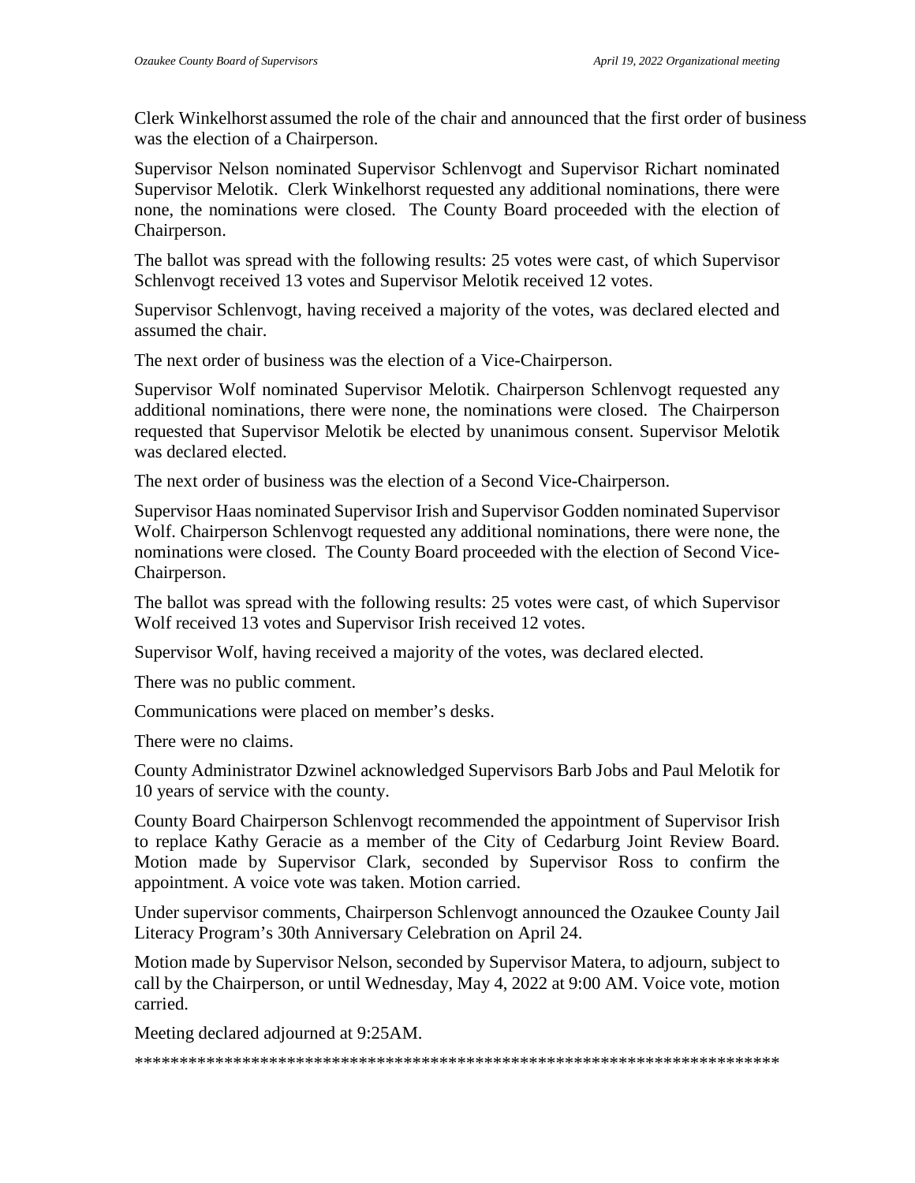Clerk Winkelhorst assumed the role of the chair and announced that the first order of business was the election of a Chairperson.

Supervisor Nelson nominated Supervisor Schlenvogt and Supervisor Richart nominated Supervisor Melotik. Clerk Winkelhorst requested any additional nominations, there were none, the nominations were closed. The County Board proceeded with the election of Chairperson.

The ballot was spread with the following results: 25 votes were cast, of which Supervisor Schlenvogt received 13 votes and Supervisor Melotik received 12 votes.

Supervisor Schlenvogt, having received a majority of the votes, was declared elected and assumed the chair.

The next order of business was the election of a Vice-Chairperson.

Supervisor Wolf nominated Supervisor Melotik. Chairperson Schlenvogt requested any additional nominations, there were none, the nominations were closed. The Chairperson requested that Supervisor Melotik be elected by unanimous consent. Supervisor Melotik was declared elected.

The next order of business was the election of a Second Vice-Chairperson.

Supervisor Haas nominated Supervisor Irish and Supervisor Godden nominated Supervisor Wolf. Chairperson Schlenvogt requested any additional nominations, there were none, the nominations were closed. The County Board proceeded with the election of Second Vice-Chairperson.

The ballot was spread with the following results: 25 votes were cast, of which Supervisor Wolf received 13 votes and Supervisor Irish received 12 votes.

Supervisor Wolf, having received a majority of the votes, was declared elected.

There was no public comment.

Communications were placed on member's desks.

There were no claims.

County Administrator Dzwinel acknowledged Supervisors Barb Jobs and Paul Melotik for 10 years of service with the county.

County Board Chairperson Schlenvogt recommended the appointment of Supervisor Irish to replace Kathy Geracie as a member of the City of Cedarburg Joint Review Board. Motion made by Supervisor Clark, seconded by Supervisor Ross to confirm the appointment. A voice vote was taken. Motion carried.

Under supervisor comments, Chairperson Schlenvogt announced the Ozaukee County Jail Literacy Program's 30th Anniversary Celebration on April 24.

Motion made by Supervisor Nelson, seconded by Supervisor Matera, to adjourn, subject to call by the Chairperson, or until Wednesday, May 4, 2022 at 9:00 AM. Voice vote, motion carried.

Meeting declared adjourned at 9:25AM.

************************************************************************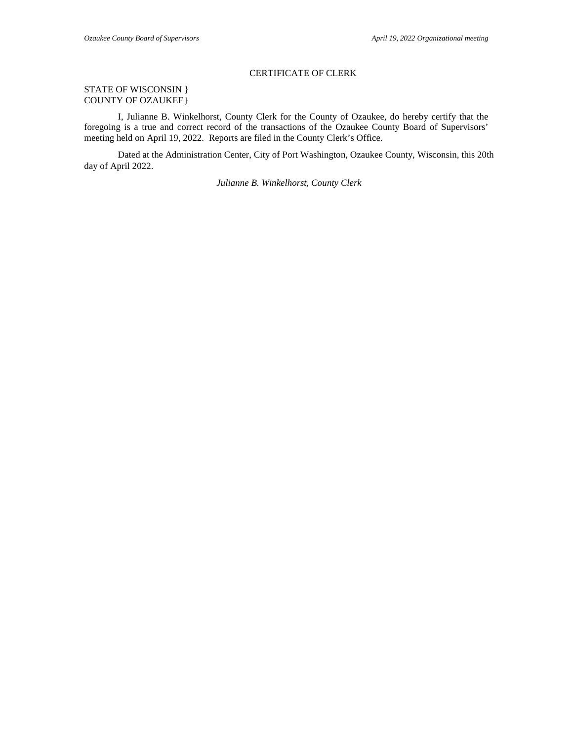CERTIFICATE OF CLERK

STATE OF WISCONSIN }
COUNTY OF OZAUKEE}

I, Julianne B. Winkelhorst, County Clerk for the County of Ozaukee, do hereby certify that the foregoing is a true and correct record of the transactions of the Ozaukee County Board of Supervisors' meeting held on April 19, 2022. Reports are filed in the County Clerk's Office.

Dated at the Administration Center, City of Port Washington, Ozaukee County, Wisconsin, this 20th day of April 2022.

*Julianne B. Winkelhorst, County Clerk*